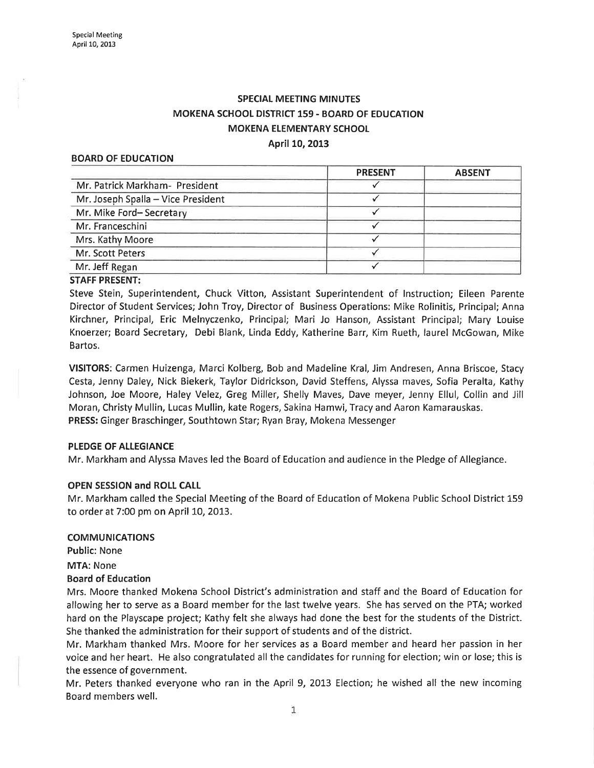# SPECIAL MEETING MINUTES
# MOKENA SCHOOL DISTRICT 159 - BOARD OF EDUCATION
# MOKENA ELEMENTARY SCHOOL
## April 10, 2013

### BOARD OF EDUCATION

| | PRESENT | ABSENT |
|---|---|---|
| Mr. Patrick Markham- President | ✓ | |
| Mr. Joseph Spalla – Vice President | ✓ | |
| Mr. Mike Ford– Secretary | ✓ | |
| Mr. Franceschini | ✓ | |
| Mrs. Kathy Moore | ✓ | |
| Mr. Scott Peters | ✓ | |
| Mr. Jeff Regan | ✓ | |

**STAFF PRESENT:**

Steve Stein, Superintendent, Chuck Vitton, Assistant Superintendent of Instruction; Eileen Parente Director of Student Services; John Troy, Director of Business Operations: Mike Rolinitis, Principal; Anna Kirchner, Principal, Eric Melnyczenko, Principal; Mari Jo Hanson, Assistant Principal; Mary Louise Knoerzer; Board Secretary, Debi Blank, Linda Eddy, Katherine Barr, Kim Rueth, laurel McGowan, Mike Bartos.

**VISITORS**: Carmen Huizenga, Marci Kolberg, Bob and Madeline Kral, Jim Andresen, Anna Briscoe, Stacy Cesta, Jenny Daley, Nick Biekerk, Taylor Didrickson, David Steffens, Alyssa maves, Sofia Peralta, Kathy Johnson, Joe Moore, Haley Velez, Greg Miller, Shelly Maves, Dave meyer, Jenny Ellul, Collin and Jill Moran, Christy Mullin, Lucas Mullin, kate Rogers, Sakina Hamwi, Tracy and Aaron Kamarauskas.

**PRESS:** Ginger Braschinger, Southtown Star; Ryan Bray, Mokena Messenger

### PLEDGE OF ALLEGIANCE

Mr. Markham and Alyssa Maves led the Board of Education and audience in the Pledge of Allegiance.

### OPEN SESSION and ROLL CALL

Mr. Markham called the Special Meeting of the Board of Education of Mokena Public School District 159 to order at 7:00 pm on April 10, 2013.

### COMMUNICATIONS

**Public:** None

**MTA:** None

**Board of Education**

Mrs. Moore thanked Mokena School District's administration and staff and the Board of Education for allowing her to serve as a Board member for the last twelve years. She has served on the PTA; worked hard on the Playscape project; Kathy felt she always had done the best for the students of the District. She thanked the administration for their support of students and of the district.

Mr. Markham thanked Mrs. Moore for her services as a Board member and heard her passion in her voice and her heart. He also congratulated all the candidates for running for election; win or lose; this is the essence of government.

Mr. Peters thanked everyone who ran in the April 9, 2013 Election; he wished all the new incoming Board members well.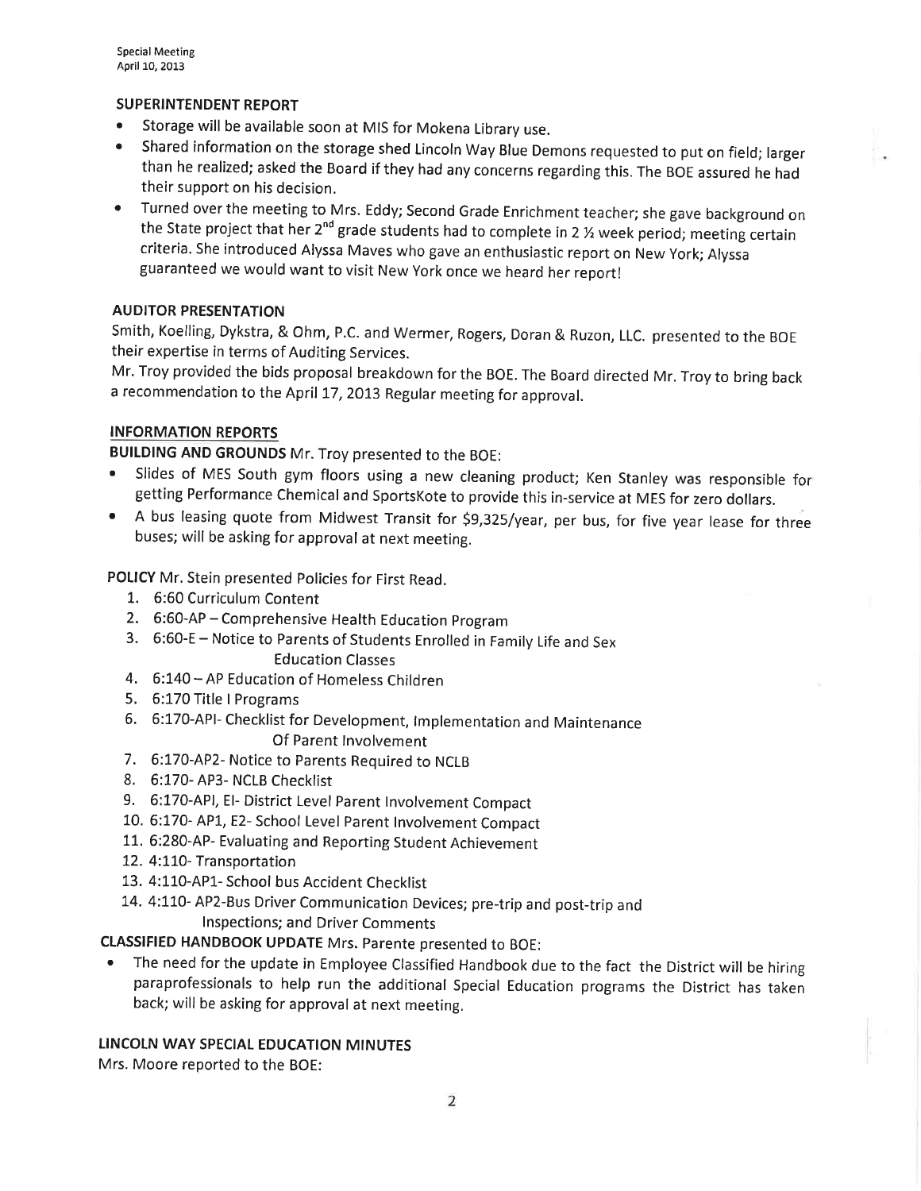## SUPERINTENDENT REPORT

- Storage will be available soon at MIS for Mokena Library use.
- Shared information on the storage shed Lincoln Way Blue Demons requested to put on field; larger than he realized; asked the Board if they had any concerns regarding this. The BOE assured he had their support on his decision.
- Turned over the meeting to Mrs. Eddy; Second Grade Enrichment teacher; she gave background on the State project that her 2nd grade students had to complete in 2 ½ week period; meeting certain criteria. She introduced Alyssa Maves who gave an enthusiastic report on New York; Alyssa guaranteed we would want to visit New York once we heard her report!

## AUDITOR PRESENTATION

Smith, Koelling, Dykstra, & Ohm, P.C. and Wermer, Rogers, Doran & Ruzon, LLC. presented to the BOE their expertise in terms of Auditing Services.

Mr. Troy provided the bids proposal breakdown for the BOE. The Board directed Mr. Troy to bring back a recommendation to the April 17, 2013 Regular meeting for approval.

## INFORMATION REPORTS

**BUILDING AND GROUNDS** Mr. Troy presented to the BOE:

- Slides of MES South gym floors using a new cleaning product; Ken Stanley was responsible for getting Performance Chemical and SportsKote to provide this in-service at MES for zero dollars.
- A bus leasing quote from Midwest Transit for $9,325/year, per bus, for five year lease for three buses; will be asking for approval at next meeting.

**POLICY** Mr. Stein presented Policies for First Read.

1. 6:60 Curriculum Content
2. 6:60-AP – Comprehensive Health Education Program
3. 6:60-E – Notice to Parents of Students Enrolled in Family Life and Sex Education Classes
4. 6:140 – AP Education of Homeless Children
5. 6:170 Title I Programs
6. 6:170-API- Checklist for Development, Implementation and Maintenance Of Parent Involvement
7. 6:170-AP2- Notice to Parents Required to NCLB
8. 6:170- AP3- NCLB Checklist
9. 6:170-API, EI- District Level Parent Involvement Compact
10. 6:170- AP1, E2- School Level Parent Involvement Compact
11. 6:280-AP- Evaluating and Reporting Student Achievement
12. 4:110- Transportation
13. 4:110-AP1- School bus Accident Checklist
14. 4:110- AP2-Bus Driver Communication Devices; pre-trip and post-trip and Inspections; and Driver Comments

**CLASSIFIED HANDBOOK UPDATE** Mrs. Parente presented to BOE:

- The need for the update in Employee Classified Handbook due to the fact the District will be hiring paraprofessionals to help run the additional Special Education programs the District has taken back; will be asking for approval at next meeting.

## LINCOLN WAY SPECIAL EDUCATION MINUTES

Mrs. Moore reported to the BOE: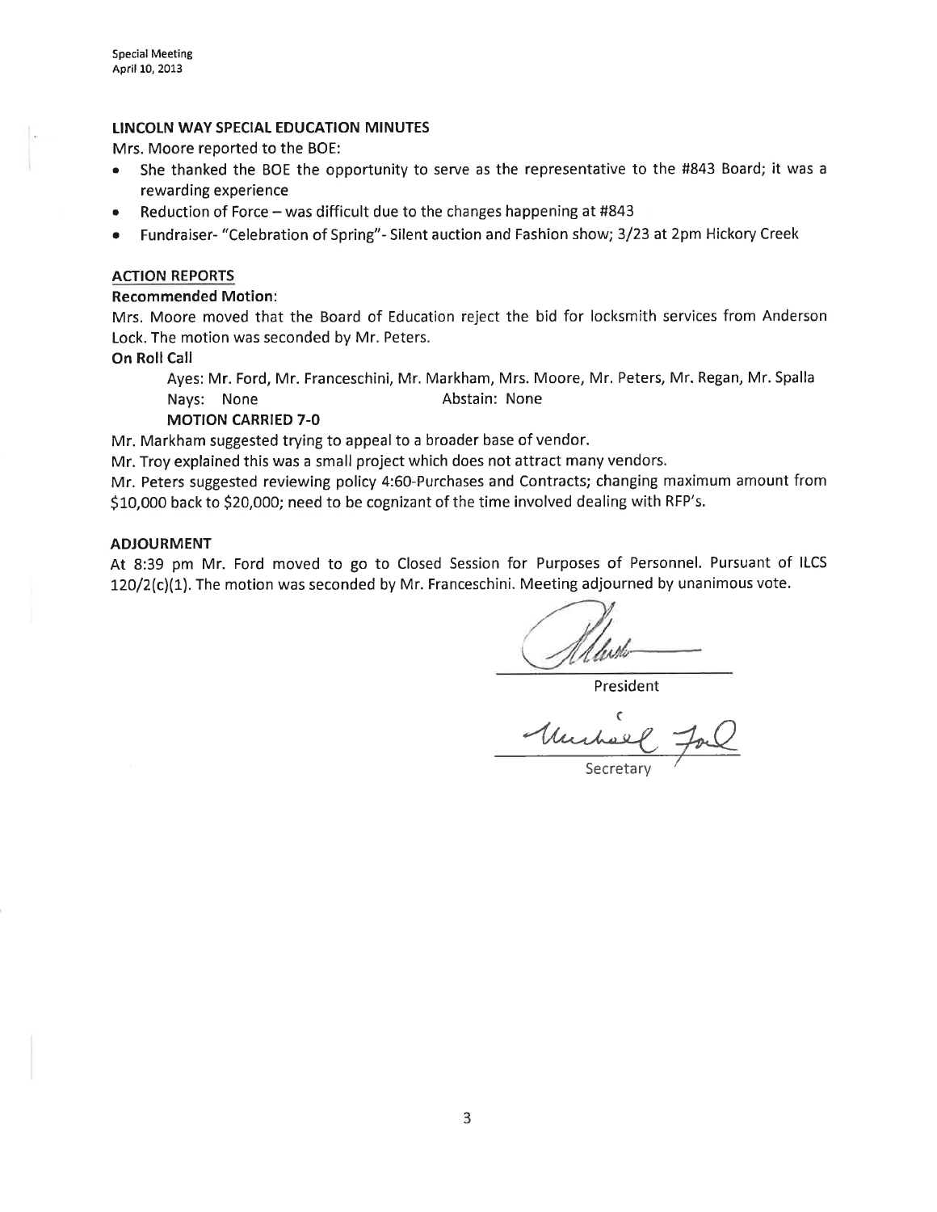### LINCOLN WAY SPECIAL EDUCATION MINUTES

Mrs. Moore reported to the BOE:

- She thanked the BOE the opportunity to serve as the representative to the #843 Board; it was a rewarding experience
- Reduction of Force – was difficult due to the changes happening at #843
- Fundraiser- "Celebration of Spring"- Silent auction and Fashion show; 3/23 at 2pm Hickory Creek

### ACTION REPORTS

**Recommended Motion:**

Mrs. Moore moved that the Board of Education reject the bid for locksmith services from Anderson Lock. The motion was seconded by Mr. Peters.

**On Roll Call**

Ayes: Mr. Ford, Mr. Franceschini, Mr. Markham, Mrs. Moore, Mr. Peters, Mr. Regan, Mr. Spalla
Nays: None Abstain: None

**MOTION CARRIED 7-0**

Mr. Markham suggested trying to appeal to a broader base of vendor.

Mr. Troy explained this was a small project which does not attract many vendors.

Mr. Peters suggested reviewing policy 4:60-Purchases and Contracts; changing maximum amount from $10,000 back to $20,000; need to be cognizant of the time involved dealing with RFP's.

### ADJOURMENT

At 8:39 pm Mr. Ford moved to go to Closed Session for Purposes of Personnel. Pursuant of ILCS 120/2(c)(1). The motion was seconded by Mr. Franceschini. Meeting adjourned by unanimous vote.

President

Secretary